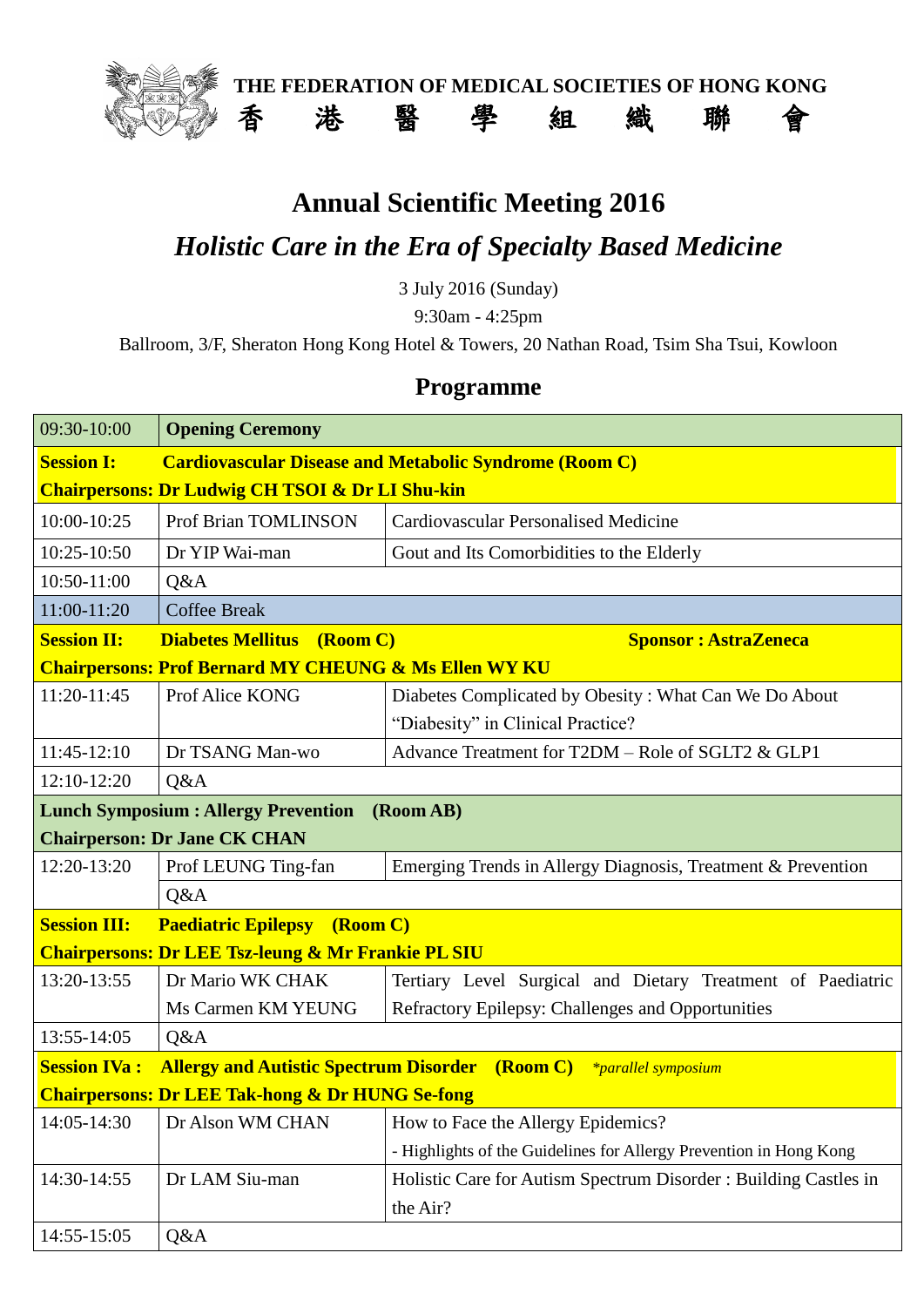**THE FEDERATION OF MEDICAL SOCIETIES OF HONG KONG**

**香　港　醫　學　組　織　聯　會**

# Annual Scientific Meeting 2016

## *Holistic Care in the Era of Specialty Based Medicine*

3 July 2016 (Sunday)

9:30am - 4:25pm

Ballroom, 3/F, Sheraton Hong Kong Hotel & Towers, 20 Nathan Road, Tsim Sha Tsui, Kowloon

## Programme

| | | |
|---|---|---|
| 09:30-10:00 | **Opening Ceremony** | |
| **Session I:** | **Cardiovascular Disease and Metabolic Syndrome (Room C)** | |
| **Chairpersons: Dr Ludwig CH TSOI & Dr LI Shu-kin** | | |
| 10:00-10:25 | Prof Brian TOMLINSON | Cardiovascular Personalised Medicine |
| 10:25-10:50 | Dr YIP Wai-man | Gout and Its Comorbidities to the Elderly |
| 10:50-11:00 | Q&A | |
| 11:00-11:20 | Coffee Break | |
| **Session II:** | **Diabetes Mellitus (Room C)** | **Sponsor : AstraZeneca** |
| **Chairpersons: Prof Bernard MY CHEUNG & Ms Ellen WY KU** | | |
| 11:20-11:45 | Prof Alice KONG | Diabetes Complicated by Obesity : What Can We Do About "Diabesity" in Clinical Practice? |
| 11:45-12:10 | Dr TSANG Man-wo | Advance Treatment for T2DM – Role of SGLT2 & GLP1 |
| 12:10-12:20 | Q&A | |
| **Lunch Symposium : Allergy Prevention (Room AB)** | | |
| **Chairperson: Dr Jane CK CHAN** | | |
| 12:20-13:20 | Prof LEUNG Ting-fan | Emerging Trends in Allergy Diagnosis, Treatment & Prevention |
| | Q&A | |
| **Session III:** | **Paediatric Epilepsy (Room C)** | |
| **Chairpersons: Dr LEE Tsz-leung & Mr Frankie PL SIU** | | |
| 13:20-13:55 | Dr Mario WK CHAK<br>Ms Carmen KM YEUNG | Tertiary Level Surgical and Dietary Treatment of Paediatric Refractory Epilepsy: Challenges and Opportunities |
| 13:55-14:05 | Q&A | |
| **Session IVa :** | **Allergy and Autistic Spectrum Disorder (Room C)** *\*parallel symposium* | |
| **Chairpersons: Dr LEE Tak-hong & Dr HUNG Se-fong** | | |
| 14:05-14:30 | Dr Alson WM CHAN | How to Face the Allergy Epidemics?<br>- Highlights of the Guidelines for Allergy Prevention in Hong Kong |
| 14:30-14:55 | Dr LAM Siu-man | Holistic Care for Autism Spectrum Disorder : Building Castles in the Air? |
| 14:55-15:05 | Q&A | |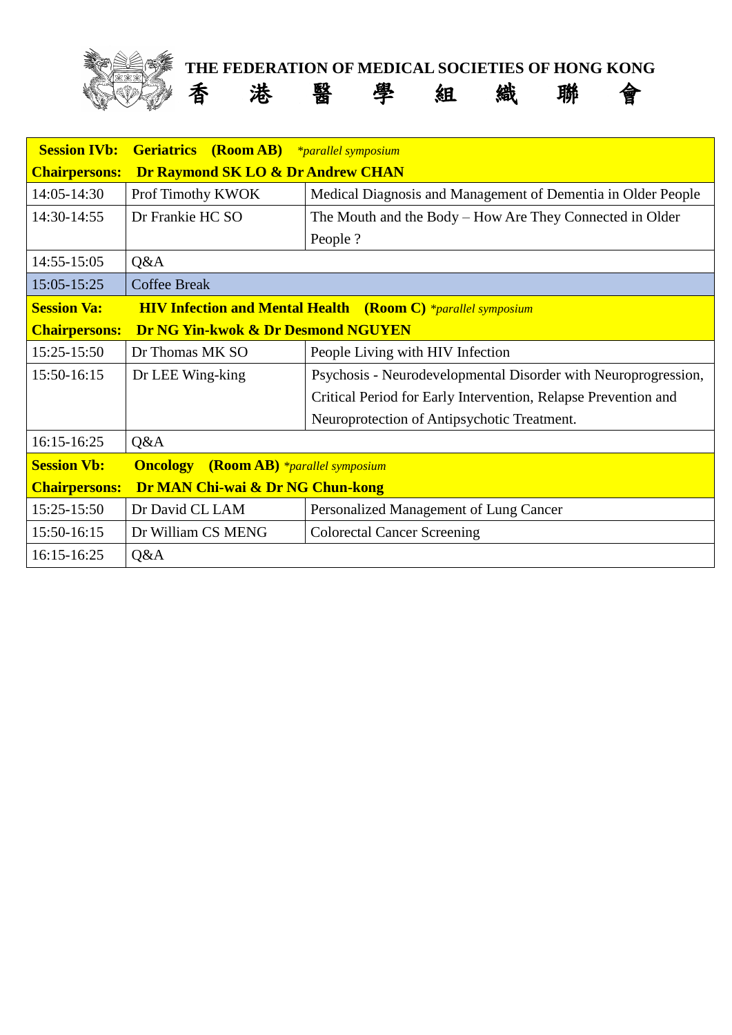**THE FEDERATION OF MEDICAL SOCIETIES OF HONG KONG**
**香 港 醫 學 組 織 聯 會**

| | | |
|---|---|---|
| **Session IVb: Geriatrics (Room AB)** *\*parallel symposium* | | |
| **Chairpersons: Dr Raymond SK LO & Dr Andrew CHAN** | | |
| 14:05-14:30 | Prof Timothy KWOK | Medical Diagnosis and Management of Dementia in Older People |
| 14:30-14:55 | Dr Frankie HC SO | The Mouth and the Body – How Are They Connected in Older People ? |
| 14:55-15:05 | Q&A | |
| 15:05-15:25 | Coffee Break | |
| **Session Va: HIV Infection and Mental Health (Room C)** *\*parallel symposium* | | |
| **Chairpersons: Dr NG Yin-kwok & Dr Desmond NGUYEN** | | |
| 15:25-15:50 | Dr Thomas MK SO | People Living with HIV Infection |
| 15:50-16:15 | Dr LEE Wing-king | Psychosis - Neurodevelopmental Disorder with Neuroprogression, Critical Period for Early Intervention, Relapse Prevention and Neuroprotection of Antipsychotic Treatment. |
| 16:15-16:25 | Q&A | |
| **Session Vb: Oncology (Room AB)** *\*parallel symposium* | | |
| **Chairpersons: Dr MAN Chi-wai & Dr NG Chun-kong** | | |
| 15:25-15:50 | Dr David CL LAM | Personalized Management of Lung Cancer |
| 15:50-16:15 | Dr William CS MENG | Colorectal Cancer Screening |
| 16:15-16:25 | Q&A | |